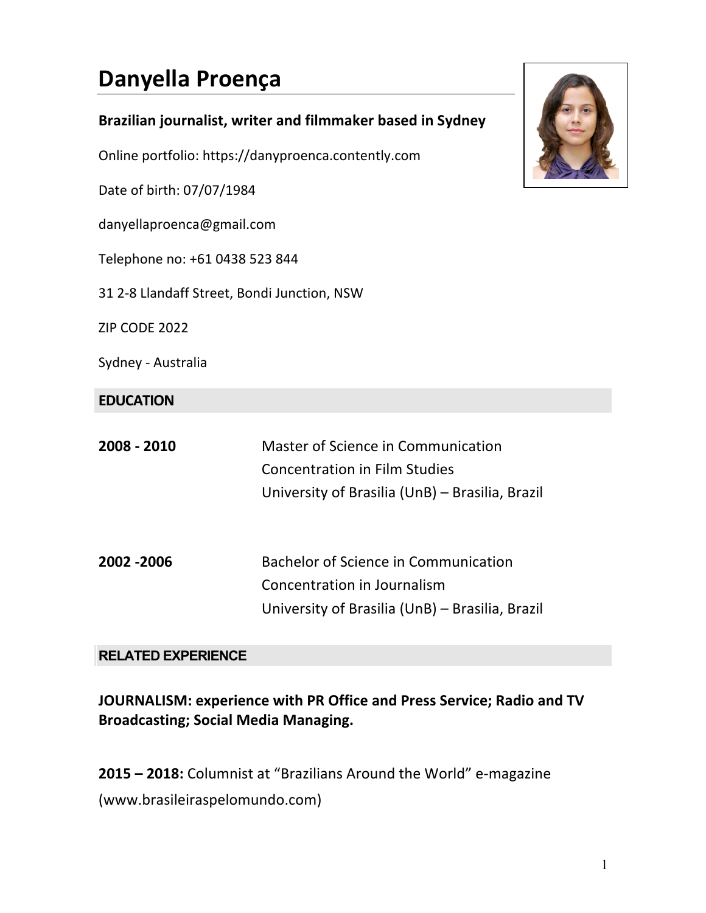# Danyella Proença

**Brazilian journalist, writer and filmmaker based in Sydney**

Online portfolio: https://danyproenca.contently.com

Date of birth: 07/07/1984

danyellaproenca@gmail.com

Telephone no: +61 0438 523 844

31 2-8 Llandaff Street, Bondi Junction, NSW

ZIP CODE 2022

Sydney - Australia

## EDUCATION

**2008 - 2010** Master of Science in Communication
Concentration in Film Studies
University of Brasilia (UnB) – Brasilia, Brazil

**2002 -2006** Bachelor of Science in Communication
Concentration in Journalism
University of Brasilia (UnB) – Brasilia, Brazil

## RELATED EXPERIENCE

**JOURNALISM: experience with PR Office and Press Service; Radio and TV Broadcasting; Social Media Managing.**

**2015 – 2018:** Columnist at "Brazilians Around the World" e-magazine (www.brasileiraspelomundo.com)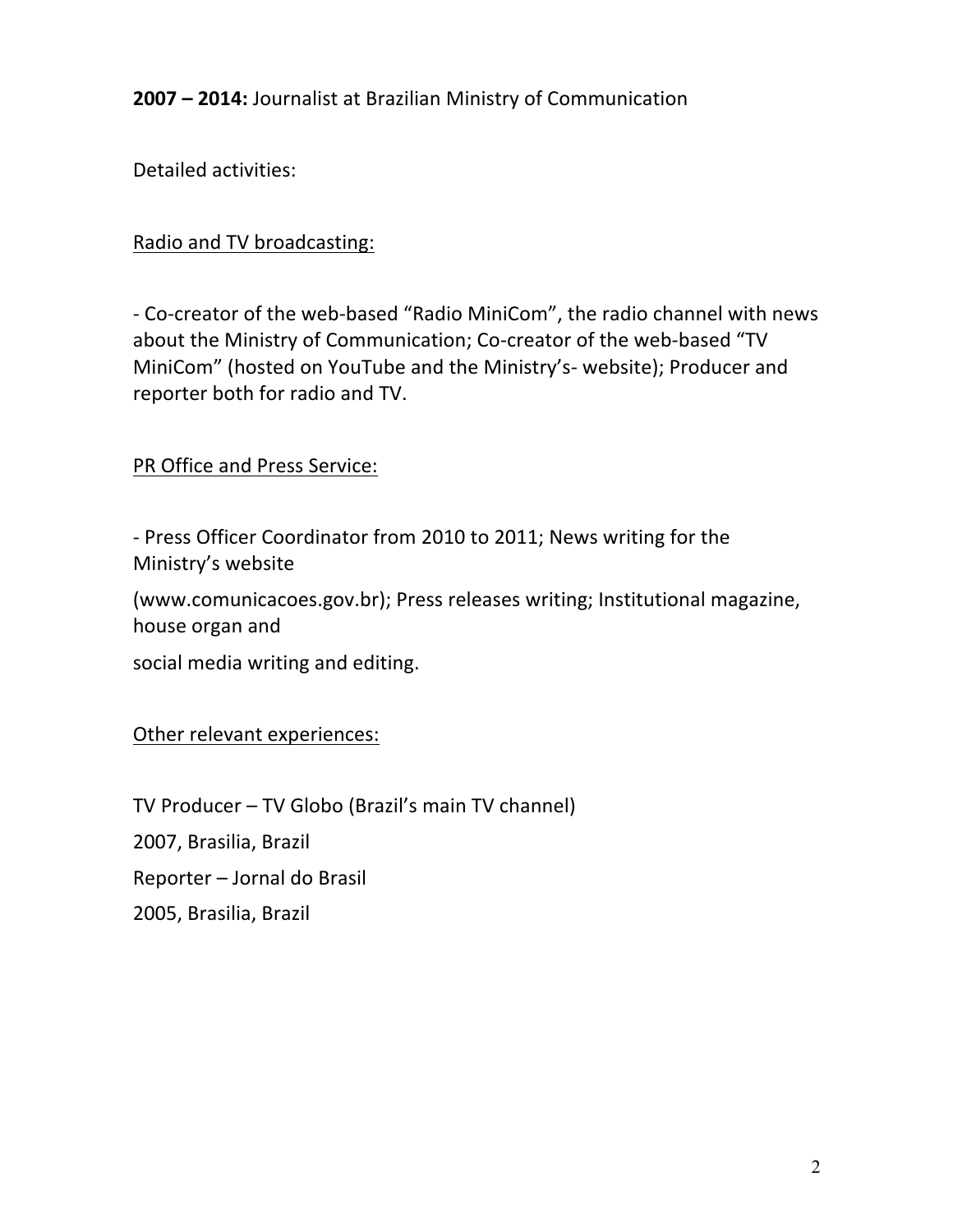**2007 – 2014:** Journalist at Brazilian Ministry of Communication

Detailed activities:

Radio and TV broadcasting:

- Co-creator of the web-based "Radio MiniCom", the radio channel with news about the Ministry of Communication; Co-creator of the web-based "TV MiniCom" (hosted on YouTube and the Ministry's- website); Producer and reporter both for radio and TV.

PR Office and Press Service:

- Press Officer Coordinator from 2010 to 2011; News writing for the Ministry's website

(www.comunicacoes.gov.br); Press releases writing; Institutional magazine, house organ and

social media writing and editing.

Other relevant experiences:

TV Producer – TV Globo (Brazil's main TV channel)

2007, Brasilia, Brazil

Reporter – Jornal do Brasil

2005, Brasilia, Brazil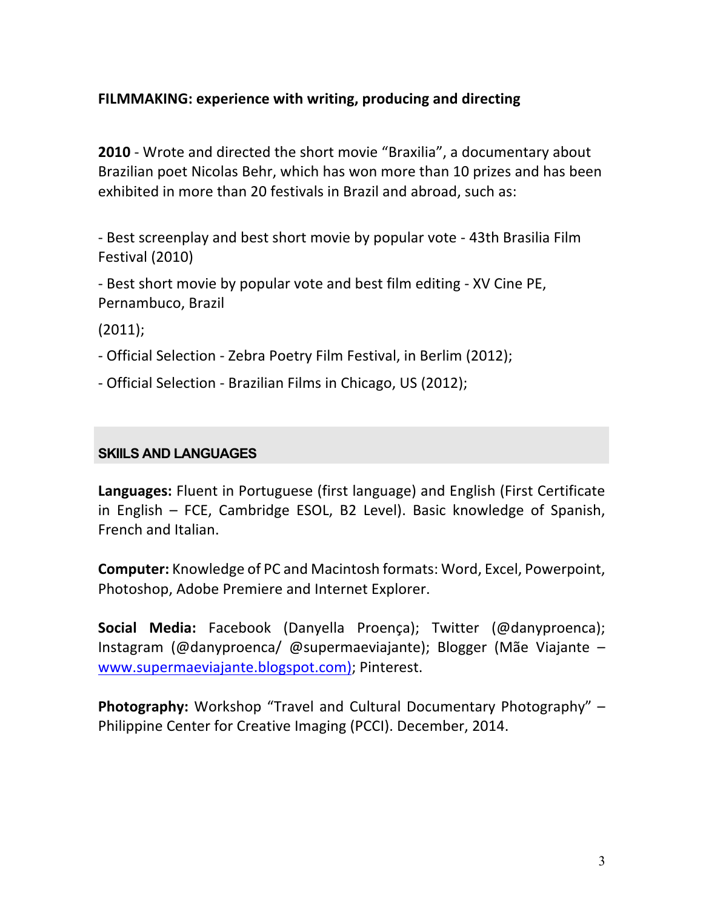**FILMMAKING: experience with writing, producing and directing**

**2010** - Wrote and directed the short movie "Braxilia", a documentary about Brazilian poet Nicolas Behr, which has won more than 10 prizes and has been exhibited in more than 20 festivals in Brazil and abroad, such as:

- Best screenplay and best short movie by popular vote - 43th Brasilia Film Festival (2010)

- Best short movie by popular vote and best film editing - XV Cine PE, Pernambuco, Brazil

(2011);

- Official Selection - Zebra Poetry Film Festival, in Berlim (2012);

- Official Selection - Brazilian Films in Chicago, US (2012);

## SKIILS AND LANGUAGES

**Languages:** Fluent in Portuguese (first language) and English (First Certificate in English – FCE, Cambridge ESOL, B2 Level). Basic knowledge of Spanish, French and Italian.

**Computer:** Knowledge of PC and Macintosh formats: Word, Excel, Powerpoint, Photoshop, Adobe Premiere and Internet Explorer.

**Social Media:** Facebook (Danyella Proença); Twitter (@danyproenca); Instagram (@danyproenca/ @supermaeviajante); Blogger (Mãe Viajante – www.supermaeviajante.blogspot.com); Pinterest.

**Photography:** Workshop "Travel and Cultural Documentary Photography" – Philippine Center for Creative Imaging (PCCI). December, 2014.